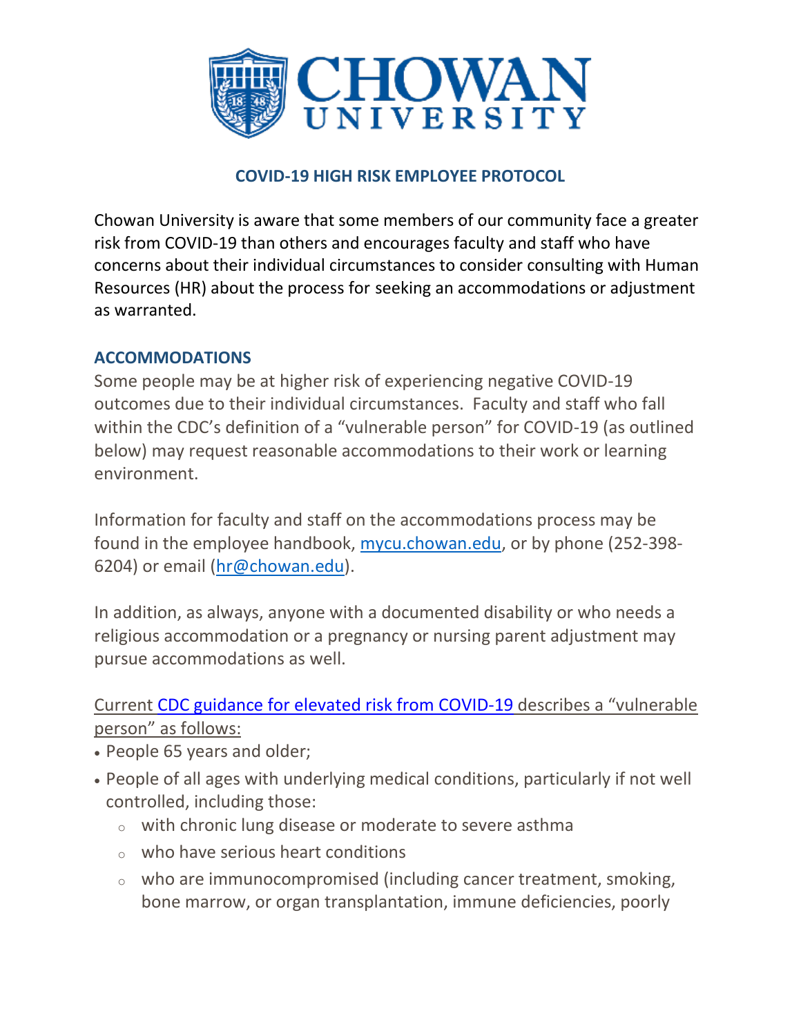# CHOWAN UNIVERSITY

## COVID-19 HIGH RISK EMPLOYEE PROTOCOL

Chowan University is aware that some members of our community face a greater risk from COVID-19 than others and encourages faculty and staff who have concerns about their individual circumstances to consider consulting with Human Resources (HR) about the process for seeking an accommodations or adjustment as warranted.

### ACCOMMODATIONS

Some people may be at higher risk of experiencing negative COVID-19 outcomes due to their individual circumstances. Faculty and staff who fall within the CDC's definition of a "vulnerable person" for COVID-19 (as outlined below) may request reasonable accommodations to their work or learning environment.

Information for faculty and staff on the accommodations process may be found in the employee handbook, [mycu.chowan.edu](mycu.chowan.edu), or by phone (252-398-6204) or email ([hr@chowan.edu](mailto:hr@chowan.edu)).

In addition, as always, anyone with a documented disability or who needs a religious accommodation or a pregnancy or nursing parent adjustment may pursue accommodations as well.

Current CDC guidance for elevated risk from COVID-19 describes a "vulnerable person" as follows:

- People 65 years and older;
- People of all ages with underlying medical conditions, particularly if not well controlled, including those:
  - with chronic lung disease or moderate to severe asthma
  - who have serious heart conditions
  - who are immunocompromised (including cancer treatment, smoking, bone marrow, or organ transplantation, immune deficiencies, poorly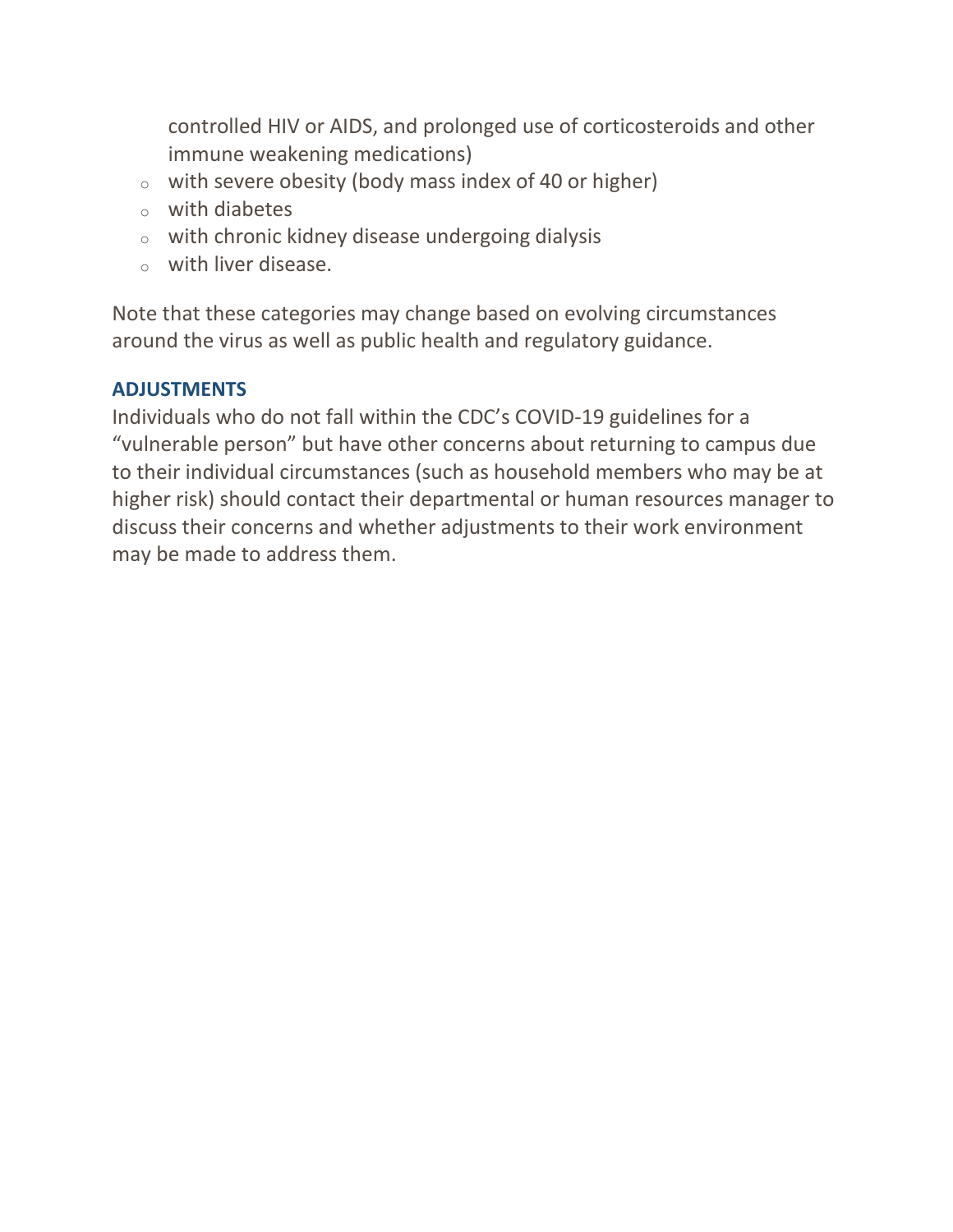controlled HIV or AIDS, and prolonged use of corticosteroids and other immune weakening medications)

- with severe obesity (body mass index of 40 or higher)
- with diabetes
- with chronic kidney disease undergoing dialysis
- with liver disease.

Note that these categories may change based on evolving circumstances around the virus as well as public health and regulatory guidance.

### ADJUSTMENTS

Individuals who do not fall within the CDC's COVID-19 guidelines for a "vulnerable person" but have other concerns about returning to campus due to their individual circumstances (such as household members who may be at higher risk) should contact their departmental or human resources manager to discuss their concerns and whether adjustments to their work environment may be made to address them.